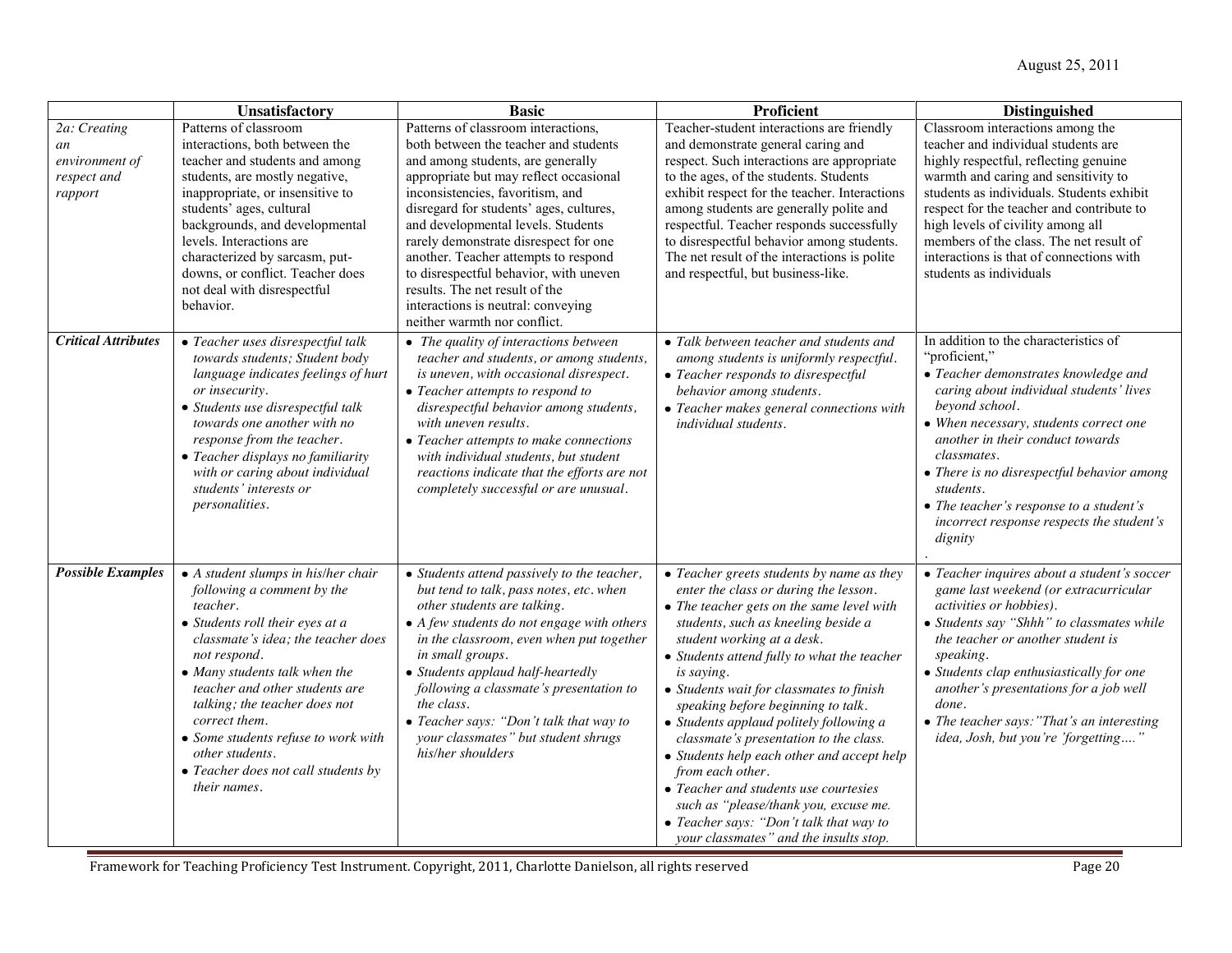| | Unsatisfactory | Basic | Proficient | Distinguished |
|---|---|---|---|---|
| *2a: Creating an environment of respect and rapport* | Patterns of classroom interactions, both between the teacher and students and among students, are mostly negative, inappropriate, or insensitive to students' ages, cultural backgrounds, and developmental levels. Interactions are characterized by sarcasm, put-downs, or conflict. Teacher does not deal with disrespectful behavior. | Patterns of classroom interactions, both between the teacher and students and among students, are generally appropriate but may reflect occasional inconsistencies, favoritism, and disregard for students' ages, cultures, and developmental levels. Students rarely demonstrate disrespect for one another. Teacher attempts to respond to disrespectful behavior, with uneven results. The net result of the interactions is neutral: conveying neither warmth nor conflict. | Teacher-student interactions are friendly and demonstrate general caring and respect. Such interactions are appropriate to the ages, of the students. Students exhibit respect for the teacher. Interactions among students are generally polite and respectful. Teacher responds successfully to disrespectful behavior among students. The net result of the interactions is polite and respectful, but business-like. | Classroom interactions among the teacher and individual students are highly respectful, reflecting genuine warmth and caring and sensitivity to students as individuals. Students exhibit respect for the teacher and contribute to high levels of civility among all members of the class. The net result of interactions is that of connections with students as individuals |
| ***Critical Attributes*** | • *Teacher uses disrespectful talk towards students; Student body language indicates feelings of hurt or insecurity.*<br>• *Students use disrespectful talk towards one another with no response from the teacher.*<br>• *Teacher displays no familiarity with or caring about individual students' interests or personalities.* | • *The quality of interactions between teacher and students, or among students, is uneven, with occasional disrespect.*<br>• *Teacher attempts to respond to disrespectful behavior among students, with uneven results.*<br>• *Teacher attempts to make connections with individual students, but student reactions indicate that the efforts are not completely successful or are unusual.* | • *Talk between teacher and students and among students is uniformly respectful.*<br>• *Teacher responds to disrespectful behavior among students.*<br>• *Teacher makes general connections with individual students.* | In addition to the characteristics of "proficient,"<br>• *Teacher demonstrates knowledge and caring about individual students' lives beyond school.*<br>• *When necessary, students correct one another in their conduct towards classmates.*<br>• *There is no disrespectful behavior among students.*<br>• *The teacher's response to a student's incorrect response respects the student's dignity*<br>. |
| ***Possible Examples*** | • *A student slumps in his/her chair following a comment by the teacher.*<br>• *Students roll their eyes at a classmate's idea; the teacher does not respond.*<br>• *Many students talk when the teacher and other students are talking; the teacher does not correct them.*<br>• *Some students refuse to work with other students.*<br>• *Teacher does not call students by their names.* | • *Students attend passively to the teacher, but tend to talk, pass notes, etc. when other students are talking.*<br>• *A few students do not engage with others in the classroom, even when put together in small groups.*<br>• *Students applaud half-heartedly following a classmate's presentation to the class.*<br>• *Teacher says: "Don't talk that way to your classmates" but student shrugs his/her shoulders* | • *Teacher greets students by name as they enter the class or during the lesson.*<br>• *The teacher gets on the same level with students, such as kneeling beside a student working at a desk.*<br>• *Students attend fully to what the teacher is saying.*<br>• *Students wait for classmates to finish speaking before beginning to talk.*<br>• *Students applaud politely following a classmate's presentation to the class.*<br>• *Students help each other and accept help from each other.*<br>• *Teacher and students use courtesies such as "please/thank you, excuse me.*<br>• *Teacher says: "Don't talk that way to your classmates" and the insults stop.* | • *Teacher inquires about a student's soccer game last weekend (or extracurricular activities or hobbies).*<br>• *Students say "Shhh" to classmates while the teacher or another student is speaking.*<br>• *Students clap enthusiastically for one another's presentations for a job well done.*<br>• *The teacher says:"That's an interesting idea, Josh, but you're 'forgetting…."* |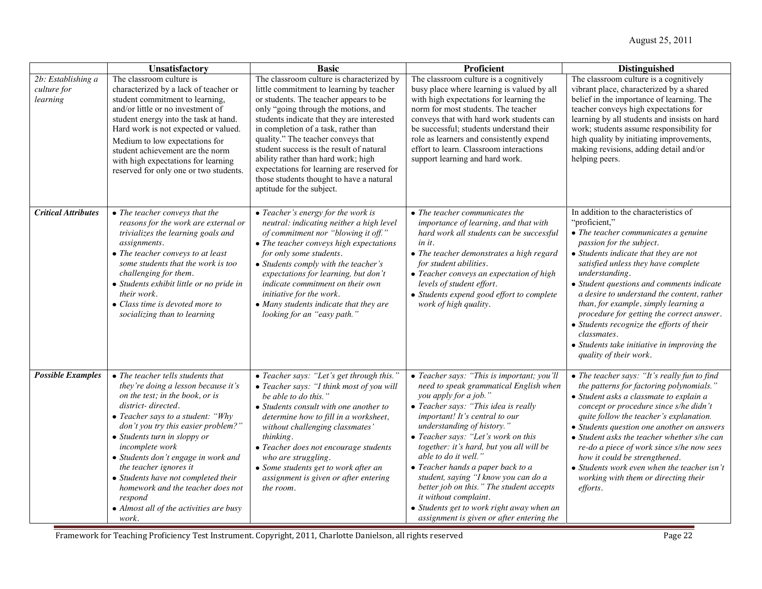| | Unsatisfactory | Basic | Proficient | Distinguished |
|---|---|---|---|---|
| *2b: Establishing a culture for learning* | The classroom culture is characterized by a lack of teacher or student commitment to learning, and/or little or no investment of student energy into the task at hand. Hard work is not expected or valued. Medium to low expectations for student achievement are the norm with high expectations for learning reserved for only one or two students. | The classroom culture is characterized by little commitment to learning by teacher or students. The teacher appears to be only "going through the motions, and students indicate that they are interested in completion of a task, rather than quality." The teacher conveys that student success is the result of natural ability rather than hard work; high expectations for learning are reserved for those students thought to have a natural aptitude for the subject. | The classroom culture is a cognitively busy place where learning is valued by all with high expectations for learning the norm for most students. The teacher conveys that with hard work students can be successful; students understand their role as learners and consistently expend effort to learn. Classroom interactions support learning and hard work. | The classroom culture is a cognitively vibrant place, characterized by a shared belief in the importance of learning. The teacher conveys high expectations for learning by all students and insists on hard work; students assume responsibility for high quality by initiating improvements, making revisions, adding detail and/or helping peers. |
| ***Critical Attributes*** | • *The teacher conveys that the reasons for the work are external or trivializes the learning goals and assignments.*<br>• *The teacher conveys to at least some students that the work is too challenging for them.*<br>• *Students exhibit little or no pride in their work.*<br>• *Class time is devoted more to socializing than to learning* | • *Teacher's energy for the work is neutral: indicating neither a high level of commitment nor "blowing it off."*<br>• *The teacher conveys high expectations for only some students.*<br>• *Students comply with the teacher's expectations for learning, but don't indicate commitment on their own initiative for the work.*<br>• *Many students indicate that they are looking for an "easy path."* | • *The teacher communicates the importance of learning, and that with hard work all students can be successful in it.*<br>• *The teacher demonstrates a high regard for student abilities.*<br>• *Teacher conveys an expectation of high levels of student effort.*<br>• *Students expend good effort to complete work of high quality.* | In addition to the characteristics of "proficient,"<br>• *The teacher communicates a genuine passion for the subject.*<br>• *Students indicate that they are not satisfied unless they have complete understanding.*<br>• *Student questions and comments indicate a desire to understand the content, rather than, for example, simply learning a procedure for getting the correct answer.*<br>• *Students recognize the efforts of their classmates.*<br>• *Students take initiative in improving the quality of their work.* |
| ***Possible Examples*** | • *The teacher tells students that they're doing a lesson because it's on the test; in the book, or is district- directed.*<br>• *Teacher says to a student: "Why don't you try this easier problem?"*<br>• *Students turn in sloppy or incomplete work*<br>• *Students don't engage in work and the teacher ignores it*<br>• *Students have not completed their homework and the teacher does not respond*<br>• *Almost all of the activities are busy work.* | • *Teacher says: "Let's get through this."*<br>• *Teacher says: "I think most of you will be able to do this."*<br>• *Students consult with one another to determine how to fill in a worksheet, without challenging classmates' thinking.*<br>• *Teacher does not encourage students who are struggling.*<br>• *Some students get to work after an assignment is given or after entering the room.* | • *Teacher says: "This is important; you'll need to speak grammatical English when you apply for a job."*<br>• *Teacher says: "This idea is really important! It's central to our understanding of history."*<br>• *Teacher says: "Let's work on this together: it's hard, but you all will be able to do it well."*<br>• *Teacher hands a paper back to a student, saying "I know you can do a better job on this." The student accepts it without complaint.*<br>• *Students get to work right away when an assignment is given or after entering the* | • *The teacher says: "It's really fun to find the patterns for factoring polynomials."*<br>• *Student asks a classmate to explain a concept or procedure since s/he didn't quite follow the teacher's explanation.*<br>• *Students question one another on answers*<br>• *Student asks the teacher whether s/he can re-do a piece of work since s/he now sees how it could be strengthened.*<br>• *Students work even when the teacher isn't working with them or directing their efforts.* |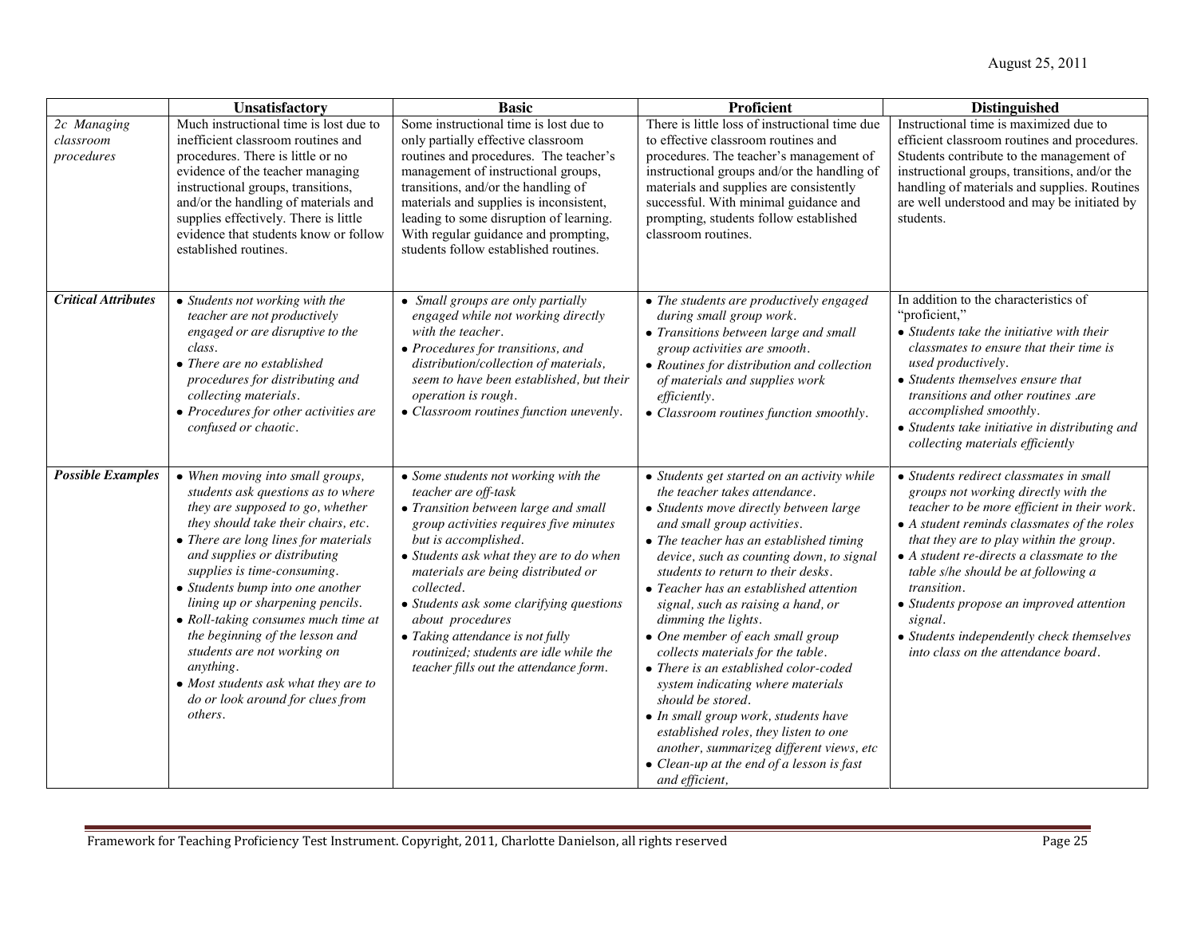| | Unsatisfactory | Basic | Proficient | Distinguished |
|---|---|---|---|---|
| *2c Managing classroom procedures* | Much instructional time is lost due to inefficient classroom routines and procedures. There is little or no evidence of the teacher managing instructional groups, transitions, and/or the handling of materials and supplies effectively. There is little evidence that students know or follow established routines. | Some instructional time is lost due to only partially effective classroom routines and procedures. The teacher's management of instructional groups, transitions, and/or the handling of materials and supplies is inconsistent, leading to some disruption of learning. With regular guidance and prompting, students follow established routines. | There is little loss of instructional time due to effective classroom routines and procedures. The teacher's management of instructional groups and/or the handling of materials and supplies are consistently successful. With minimal guidance and prompting, students follow established classroom routines. | Instructional time is maximized due to efficient classroom routines and procedures. Students contribute to the management of instructional groups, transitions, and/or the handling of materials and supplies. Routines are well understood and may be initiated by students. |
| ***Critical Attributes*** | • *Students not working with the teacher are not productively engaged or are disruptive to the class.*<br>• *There are no established procedures for distributing and collecting materials.*<br>• *Procedures for other activities are confused or chaotic.* | • *Small groups are only partially engaged while not working directly with the teacher.*<br>• *Procedures for transitions, and distribution/collection of materials, seem to have been established, but their operation is rough.*<br>• *Classroom routines function unevenly.* | • *The students are productively engaged during small group work.*<br>• *Transitions between large and small group activities are smooth.*<br>• *Routines for distribution and collection of materials and supplies work efficiently.*<br>• *Classroom routines function smoothly.* | In addition to the characteristics of "proficient,"<br>• *Students take the initiative with their classmates to ensure that their time is used productively.*<br>• *Students themselves ensure that transitions and other routines .are accomplished smoothly.*<br>• *Students take initiative in distributing and collecting materials efficiently* |
| ***Possible Examples*** | • *When moving into small groups, students ask questions as to where they are supposed to go, whether they should take their chairs, etc.*<br>• *There are long lines for materials and supplies or distributing supplies is time-consuming.*<br>• *Students bump into one another lining up or sharpening pencils.*<br>• *Roll-taking consumes much time at the beginning of the lesson and students are not working on anything.*<br>• *Most students ask what they are to do or look around for clues from others.* | • *Some students not working with the teacher are off-task*<br>• *Transition between large and small group activities requires five minutes but is accomplished.*<br>• *Students ask what they are to do when materials are being distributed or collected.*<br>• *Students ask some clarifying questions about procedures*<br>• *Taking attendance is not fully routinized; students are idle while the teacher fills out the attendance form.* | • *Students get started on an activity while the teacher takes attendance.*<br>• *Students move directly between large and small group activities.*<br>• *The teacher has an established timing device, such as counting down, to signal students to return to their desks.*<br>• *Teacher has an established attention signal, such as raising a hand, or dimming the lights.*<br>• *One member of each small group collects materials for the table.*<br>• *There is an established color-coded system indicating where materials should be stored.*<br>• *In small group work, students have established roles, they listen to one another, summarizeg different views, etc*<br>• *Clean-up at the end of a lesson is fast and efficient,* | • *Students redirect classmates in small groups not working directly with the teacher to be more efficient in their work.*<br>• *A student reminds classmates of the roles that they are to play within the group.*<br>• *A student re-directs a classmate to the table s/he should be at following a transition.*<br>• *Students propose an improved attention signal.*<br>• *Students independently check themselves into class on the attendance board.* |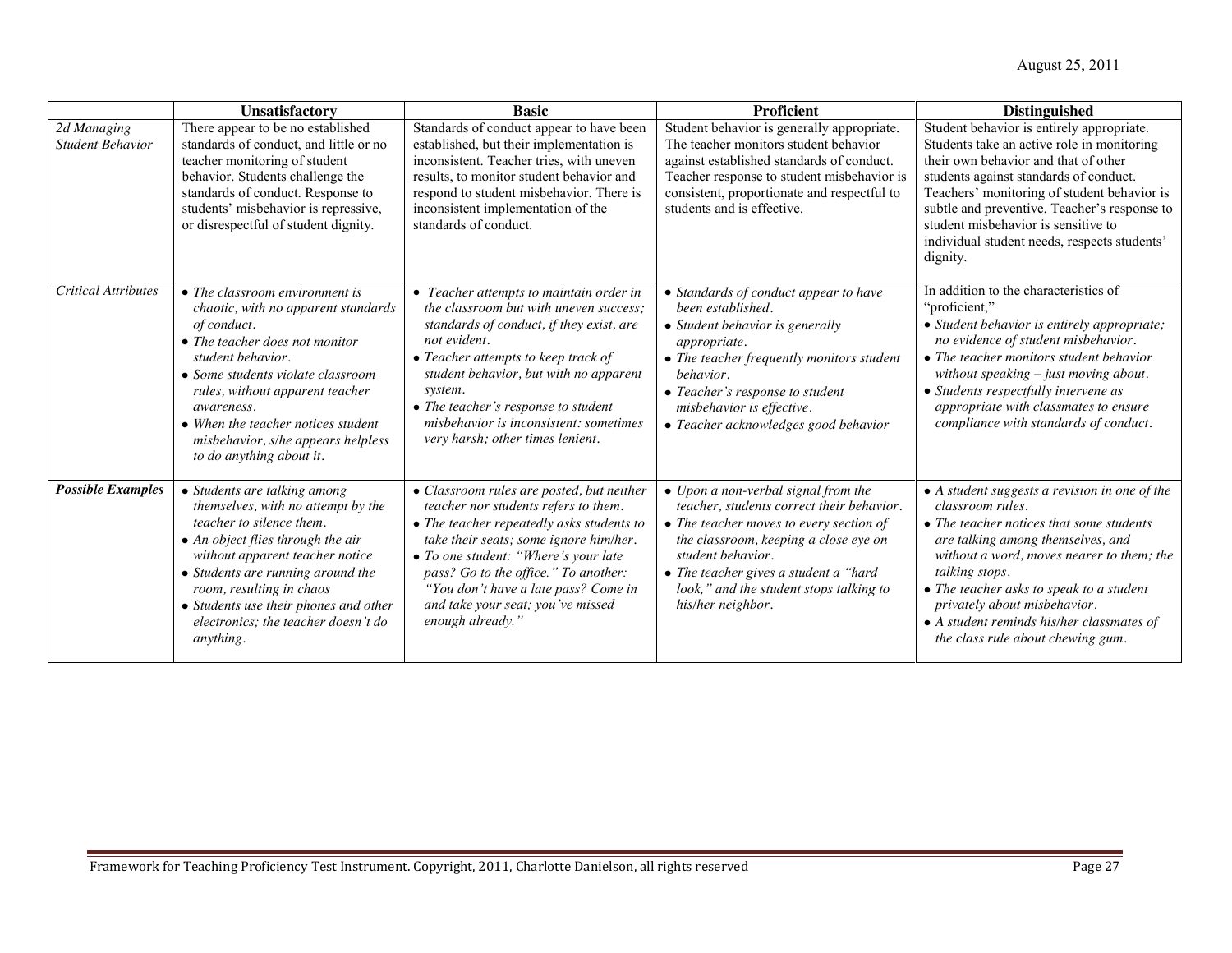| | **Unsatisfactory** | **Basic** | **Proficient** | **Distinguished** |
|---|---|---|---|---|
| *2d Managing Student Behavior* | There appear to be no established standards of conduct, and little or no teacher monitoring of student behavior. Students challenge the standards of conduct. Response to students' misbehavior is repressive, or disrespectful of student dignity. | Standards of conduct appear to have been established, but their implementation is inconsistent. Teacher tries, with uneven results, to monitor student behavior and respond to student misbehavior. There is inconsistent implementation of the standards of conduct. | Student behavior is generally appropriate. The teacher monitors student behavior against established standards of conduct. Teacher response to student misbehavior is consistent, proportionate and respectful to students and is effective. | Student behavior is entirely appropriate. Students take an active role in monitoring their own behavior and that of other students against standards of conduct. Teachers' monitoring of student behavior is subtle and preventive. Teacher's response to student misbehavior is sensitive to individual student needs, respects students' dignity. |
| *Critical Attributes* | • *The classroom environment is chaotic, with no apparent standards of conduct.*<br>• *The teacher does not monitor student behavior.*<br>• *Some students violate classroom rules, without apparent teacher awareness.*<br>• *When the teacher notices student misbehavior, s/he appears helpless to do anything about it.* | • *Teacher attempts to maintain order in the classroom but with uneven success; standards of conduct, if they exist, are not evident.*<br>• *Teacher attempts to keep track of student behavior, but with no apparent system.*<br>• *The teacher's response to student misbehavior is inconsistent: sometimes very harsh; other times lenient.* | • *Standards of conduct appear to have been established.*<br>• *Student behavior is generally appropriate.*<br>• *The teacher frequently monitors student behavior.*<br>• *Teacher's response to student misbehavior is effective.*<br>• *Teacher acknowledges good behavior* | In addition to the characteristics of "proficient,"<br>• *Student behavior is entirely appropriate; no evidence of student misbehavior.*<br>• *The teacher monitors student behavior without speaking – just moving about.*<br>• *Students respectfully intervene as appropriate with classmates to ensure compliance with standards of conduct.* |
| ***Possible Examples*** | • *Students are talking among themselves, with no attempt by the teacher to silence them.*<br>• *An object flies through the air without apparent teacher notice*<br>• *Students are running around the room, resulting in chaos*<br>• *Students use their phones and other electronics; the teacher doesn't do anything.* | • *Classroom rules are posted, but neither teacher nor students refers to them.*<br>• *The teacher repeatedly asks students to take their seats; some ignore him/her.*<br>• *To one student: "Where's your late pass? Go to the office." To another: "You don't have a late pass? Come in and take your seat; you've missed enough already."* | • *Upon a non-verbal signal from the teacher, students correct their behavior.*<br>• *The teacher moves to every section of the classroom, keeping a close eye on student behavior.*<br>• *The teacher gives a student a "hard look," and the student stops talking to his/her neighbor.* | • *A student suggests a revision in one of the classroom rules.*<br>• *The teacher notices that some students are talking among themselves, and without a word, moves nearer to them; the talking stops.*<br>• *The teacher asks to speak to a student privately about misbehavior.*<br>• *A student reminds his/her classmates of the class rule about chewing gum.* |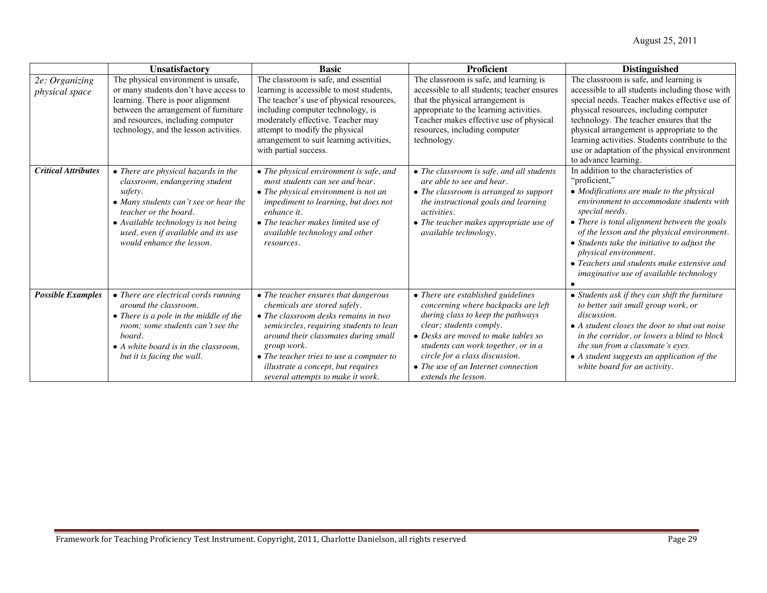| | Unsatisfactory | Basic | Proficient | Distinguished |
|---|---|---|---|---|
| *2e: Organizing physical space* | The physical environment is unsafe, or many students don't have access to learning. There is poor alignment between the arrangement of furniture and resources, including computer technology, and the lesson activities. | The classroom is safe, and essential learning is accessible to most students, The teacher's use of physical resources, including computer technology, is moderately effective. Teacher may attempt to modify the physical arrangement to suit learning activities, with partial success. | The classroom is safe, and learning is accessible to all students; teacher ensures that the physical arrangement is appropriate to the learning activities. Teacher makes effective use of physical resources, including computer technology. | The classroom is safe, and learning is accessible to all students including those with special needs. Teacher makes effective use of physical resources, including computer technology. The teacher ensures that the physical arrangement is appropriate to the learning activities. Students contribute to the use or adaptation of the physical environment to advance learning. |
| ***Critical Attributes*** | • *There are physical hazards in the classroom, endangering student safety.*<br>• *Many students can't see or hear the teacher or the board.*<br>• *Available technology is not being used, even if available and its use would enhance the lesson.* | • *The physical environment is safe, and most students can see and hear.*<br>• *The physical environment is not an impediment to learning, but does not enhance it.*<br>• *The teacher makes limited use of available technology and other resources.* | • *The classroom is safe, and all students are able to see and hear.*<br>• *The classroom is arranged to support the instructional goals and learning activities.*<br>• *The teacher makes appropriate use of available technology.* | In addition to the characteristics of "proficient,"<br>• *Modifications are made to the physical environment to accommodate students with special needs.*<br>• *There is total alignment between the goals of the lesson and the physical environment.*<br>• *Students take the initiative to adjust the physical environment.*<br>• *Teachers and students make extensive and imaginative use of available technology*<br>• |
| ***Possible Examples*** | • *There are electrical cords running around the classroom.*<br>• *There is a pole in the middle of the room; some students can't see the board.*<br>• *A white board is in the classroom, but it is facing the wall.* | • *The teacher ensures that dangerous chemicals are stored safely.*<br>• *The classroom desks remains in two semicircles, requiring students to lean around their classmates during small group work.*<br>• *The teacher tries to use a computer to illustrate a concept, but requires several attempts to make it work.* | • *There are established guidelines concerning where backpacks are left during class to keep the pathways clear; students comply.*<br>• *Desks are moved to make tables so students can work together, or in a circle for a class discussion.*<br>• *The use of an Internet connection extends the lesson.* | • *Students ask if they can shift the furniture to better suit small group work, or discussion.*<br>• *A student closes the door to shut out noise in the corridor, or lowers a blind to block the sun from a classmate's eyes.*<br>• *A student suggests an application of the white board for an activity.* |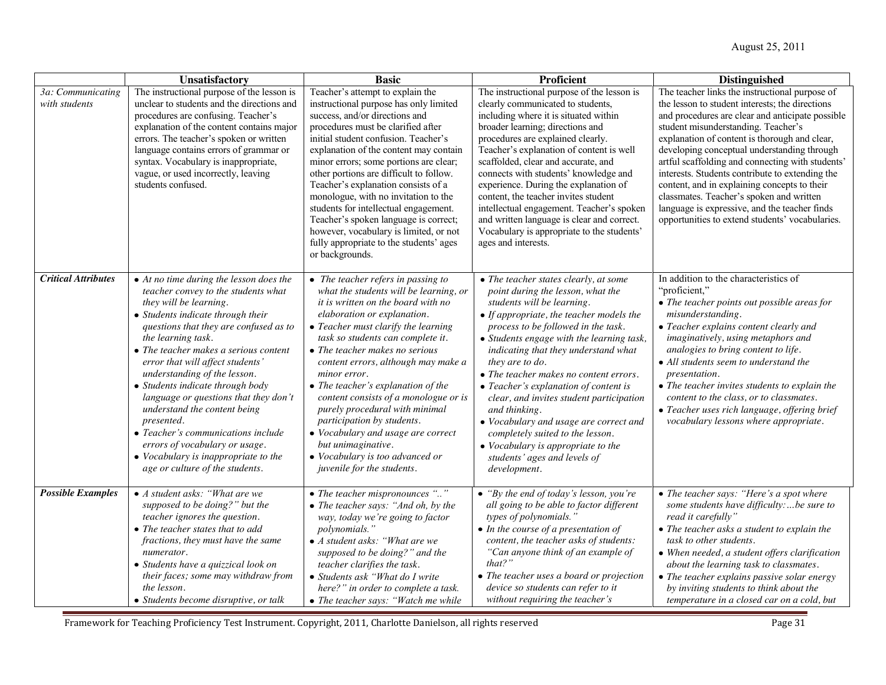| | Unsatisfactory | Basic | Proficient | Distinguished |
|---|---|---|---|---|
| *3a: Communicating with students* | The instructional purpose of the lesson is unclear to students and the directions and procedures are confusing. Teacher's explanation of the content contains major errors. The teacher's spoken or written language contains errors of grammar or syntax. Vocabulary is inappropriate, vague, or used incorrectly, leaving students confused. | Teacher's attempt to explain the instructional purpose has only limited success, and/or directions and procedures must be clarified after initial student confusion. Teacher's explanation of the content may contain minor errors; some portions are clear; other portions are difficult to follow. Teacher's explanation consists of a monologue, with no invitation to the students for intellectual engagement. Teacher's spoken language is correct; however, vocabulary is limited, or not fully appropriate to the students' ages or backgrounds. | The instructional purpose of the lesson is clearly communicated to students, including where it is situated within broader learning; directions and procedures are explained clearly. Teacher's explanation of content is well scaffolded, clear and accurate, and connects with students' knowledge and experience. During the explanation of content, the teacher invites student intellectual engagement. Teacher's spoken and written language is clear and correct. Vocabulary is appropriate to the students' ages and interests. | The teacher links the instructional purpose of the lesson to student interests; the directions and procedures are clear and anticipate possible student misunderstanding. Teacher's explanation of content is thorough and clear, developing conceptual understanding through artful scaffolding and connecting with students' interests. Students contribute to extending the content, and in explaining concepts to their classmates. Teacher's spoken and written language is expressive, and the teacher finds opportunities to extend students' vocabularies. |
| ***Critical Attributes*** | • *At no time during the lesson does the teacher convey to the students what they will be learning.*<br>• *Students indicate through their questions that they are confused as to the learning task.*<br>• *The teacher makes a serious content error that will affect students' understanding of the lesson.*<br>• *Students indicate through body language or questions that they don't understand the content being presented.*<br>• *Teacher's communications include errors of vocabulary or usage.*<br>• *Vocabulary is inappropriate to the age or culture of the students.* | • *The teacher refers in passing to what the students will be learning, or it is written on the board with no elaboration or explanation.*<br>• *Teacher must clarify the learning task so students can complete it.*<br>• *The teacher makes no serious content errors, although may make a minor error.*<br>• *The teacher's explanation of the content consists of a monologue or is purely procedural with minimal participation by students.*<br>• *Vocabulary and usage are correct but unimaginative.*<br>• *Vocabulary is too advanced or juvenile for the students.* | • *The teacher states clearly, at some point during the lesson, what the students will be learning.*<br>• *If appropriate, the teacher models the process to be followed in the task.*<br>• *Students engage with the learning task, indicating that they understand what they are to do.*<br>• *The teacher makes no content errors.*<br>• *Teacher's explanation of content is clear, and invites student participation and thinking.*<br>• *Vocabulary and usage are correct and completely suited to the lesson.*<br>• *Vocabulary is appropriate to the students' ages and levels of development.* | In addition to the characteristics of "proficient,"<br>• *The teacher points out possible areas for misunderstanding.*<br>• *Teacher explains content clearly and imaginatively, using metaphors and analogies to bring content to life.*<br>• *All students seem to understand the presentation.*<br>• *The teacher invites students to explain the content to the class, or to classmates.*<br>• *Teacher uses rich language, offering brief vocabulary lessons where appropriate.* |
| ***Possible Examples*** | • *A student asks: "What are we supposed to be doing?" but the teacher ignores the question.*<br>• *The teacher states that to add fractions, they must have the same numerator.*<br>• *Students have a quizzical look on their faces; some may withdraw from the lesson.*<br>• *Students become disruptive, or talk* | • *The teacher mispronounces ".."*<br>• *The teacher says: "And oh, by the way, today we're going to factor polynomials."*<br>• *A student asks: "What are we supposed to be doing?" and the teacher clarifies the task.*<br>• *Students ask "What do I write here?" in order to complete a task.*<br>• *The teacher says: "Watch me while* | • *"By the end of today's lesson, you're all going to be able to factor different types of polynomials."*<br>• *In the course of a presentation of content, the teacher asks of students: "Can anyone think of an example of that?"*<br>• *The teacher uses a board or projection device so students can refer to it without requiring the teacher's* | • *The teacher says: "Here's a spot where some students have difficulty: …be sure to read it carefully"*<br>• *The teacher asks a student to explain the task to other students.*<br>• *When needed, a student offers clarification about the learning task to classmates.*<br>• *The teacher explains passive solar energy by inviting students to think about the temperature in a closed car on a cold, but* |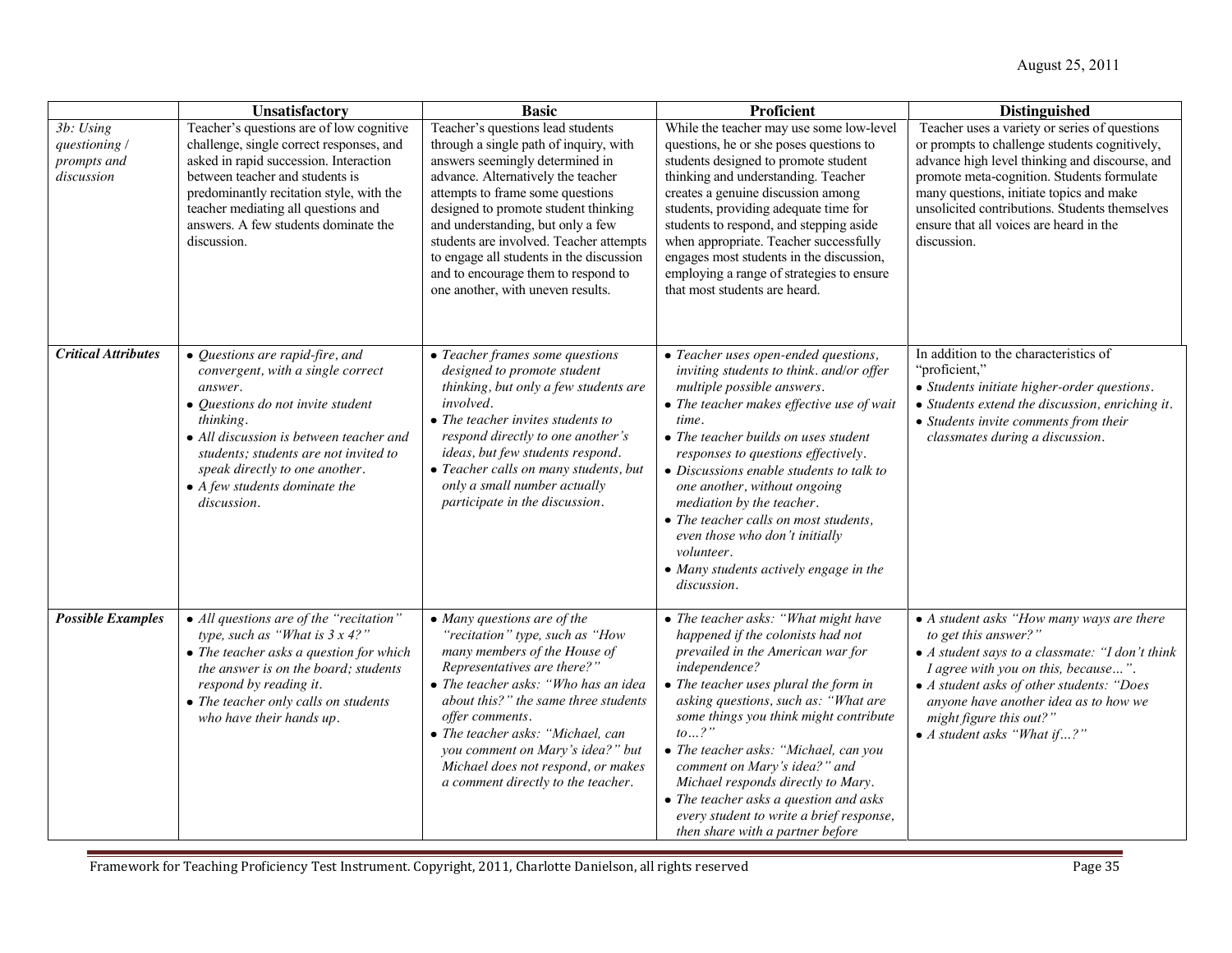| | Unsatisfactory | Basic | Proficient | Distinguished |
|---|---|---|---|---|
| *3b: Using questioning / prompts and discussion* | Teacher's questions are of low cognitive challenge, single correct responses, and asked in rapid succession. Interaction between teacher and students is predominantly recitation style, with the teacher mediating all questions and answers. A few students dominate the discussion. | Teacher's questions lead students through a single path of inquiry, with answers seemingly determined in advance. Alternatively the teacher attempts to frame some questions designed to promote student thinking and understanding, but only a few students are involved. Teacher attempts to engage all students in the discussion and to encourage them to respond to one another, with uneven results. | While the teacher may use some low-level questions, he or she poses questions to students designed to promote student thinking and understanding. Teacher creates a genuine discussion among students, providing adequate time for students to respond, and stepping aside when appropriate. Teacher successfully engages most students in the discussion, employing a range of strategies to ensure that most students are heard. | Teacher uses a variety or series of questions or prompts to challenge students cognitively, advance high level thinking and discourse, and promote meta-cognition. Students formulate many questions, initiate topics and make unsolicited contributions. Students themselves ensure that all voices are heard in the discussion. |
| ***Critical Attributes*** | • *Questions are rapid-fire, and convergent, with a single correct answer.*<br>• *Questions do not invite student thinking.*<br>• *All discussion is between teacher and students; students are not invited to speak directly to one another.*<br>• *A few students dominate the discussion.* | • *Teacher frames some questions designed to promote student thinking, but only a few students are involved.*<br>• *The teacher invites students to respond directly to one another's ideas, but few students respond.*<br>• *Teacher calls on many students, but only a small number actually participate in the discussion.* | • *Teacher uses open-ended questions, inviting students to think. and/or offer multiple possible answers.*<br>• *The teacher makes effective use of wait time.*<br>• *The teacher builds on uses student responses to questions effectively.*<br>• *Discussions enable students to talk to one another, without ongoing mediation by the teacher.*<br>• *The teacher calls on most students, even those who don't initially volunteer.*<br>• *Many students actively engage in the discussion.* | In addition to the characteristics of "proficient,"<br>• *Students initiate higher-order questions.*<br>• *Students extend the discussion, enriching it.*<br>• *Students invite comments from their classmates during a discussion.* |
| ***Possible Examples*** | • *All questions are of the "recitation" type, such as "What is 3 x 4?"*<br>• *The teacher asks a question for which the answer is on the board; students respond by reading it.*<br>• *The teacher only calls on students who have their hands up.* | • *Many questions are of the "recitation" type, such as "How many members of the House of Representatives are there?"*<br>• *The teacher asks: "Who has an idea about this?" the same three students offer comments.*<br>• *The teacher asks: "Michael, can you comment on Mary's idea?" but Michael does not respond, or makes a comment directly to the teacher.* | • *The teacher asks: "What might have happened if the colonists had not prevailed in the American war for independence?*<br>• *The teacher uses plural the form in asking questions, such as: "What are some things you think might contribute to…?"*<br>• *The teacher asks: "Michael, can you comment on Mary's idea?" and Michael responds directly to Mary.*<br>• *The teacher asks a question and asks every student to write a brief response, then share with a partner before* | • *A student asks "How many ways are there to get this answer?"*<br>• *A student says to a classmate: "I don't think I agree with you on this, because…".*<br>• *A student asks of other students: "Does anyone have another idea as to how we might figure this out?"*<br>• *A student asks "What if…?"* |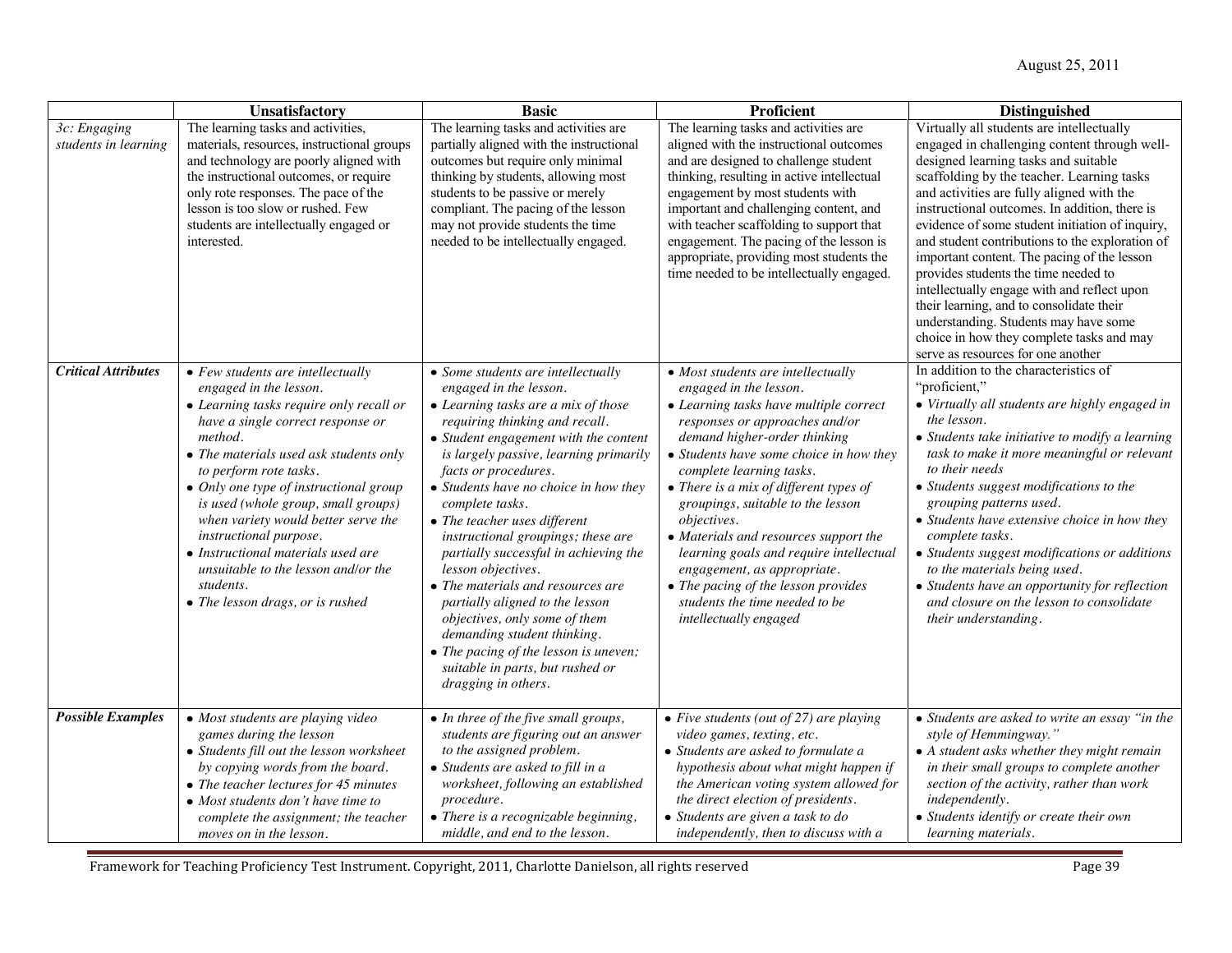| | Unsatisfactory | Basic | Proficient | Distinguished |
|---|---|---|---|---|
| *3c: Engaging students in learning* | The learning tasks and activities, materials, resources, instructional groups and technology are poorly aligned with the instructional outcomes, or require only rote responses. The pace of the lesson is too slow or rushed. Few students are intellectually engaged or interested. | The learning tasks and activities are partially aligned with the instructional outcomes but require only minimal thinking by students, allowing most students to be passive or merely compliant. The pacing of the lesson may not provide students the time needed to be intellectually engaged. | The learning tasks and activities are aligned with the instructional outcomes and are designed to challenge student thinking, resulting in active intellectual engagement by most students with important and challenging content, and with teacher scaffolding to support that engagement. The pacing of the lesson is appropriate, providing most students the time needed to be intellectually engaged. | Virtually all students are intellectually engaged in challenging content through well-designed learning tasks and suitable scaffolding by the teacher. Learning tasks and activities are fully aligned with the instructional outcomes. In addition, there is evidence of some student initiation of inquiry, and student contributions to the exploration of important content. The pacing of the lesson provides students the time needed to intellectually engage with and reflect upon their learning, and to consolidate their understanding. Students may have some choice in how they complete tasks and may serve as resources for one another |
| ***Critical Attributes*** | • *Few students are intellectually engaged in the lesson.*<br>• *Learning tasks require only recall or have a single correct response or method.*<br>• *The materials used ask students only to perform rote tasks.*<br>• *Only one type of instructional group is used (whole group, small groups) when variety would better serve the instructional purpose.*<br>• *Instructional materials used are unsuitable to the lesson and/or the students.*<br>• *The lesson drags, or is rushed* | • *Some students are intellectually engaged in the lesson.*<br>• *Learning tasks are a mix of those requiring thinking and recall.*<br>• *Student engagement with the content is largely passive, learning primarily facts or procedures.*<br>• *Students have no choice in how they complete tasks.*<br>• *The teacher uses different instructional groupings; these are partially successful in achieving the lesson objectives.*<br>• *The materials and resources are partially aligned to the lesson objectives, only some of them demanding student thinking.*<br>• *The pacing of the lesson is uneven; suitable in parts, but rushed or dragging in others.* | • *Most students are intellectually engaged in the lesson.*<br>• *Learning tasks have multiple correct responses or approaches and/or demand higher-order thinking*<br>• *Students have some choice in how they complete learning tasks.*<br>• *There is a mix of different types of groupings, suitable to the lesson objectives.*<br>• *Materials and resources support the learning goals and require intellectual engagement, as appropriate.*<br>• *The pacing of the lesson provides students the time needed to be intellectually engaged* | In addition to the characteristics of "proficient,"<br>• *Virtually all students are highly engaged in the lesson.*<br>• *Students take initiative to modify a learning task to make it more meaningful or relevant to their needs*<br>• *Students suggest modifications to the grouping patterns used.*<br>• *Students have extensive choice in how they complete tasks.*<br>• *Students suggest modifications or additions to the materials being used.*<br>• *Students have an opportunity for reflection and closure on the lesson to consolidate their understanding.* |
| ***Possible Examples*** | • *Most students are playing video games during the lesson*<br>• *Students fill out the lesson worksheet by copying words from the board.*<br>• *The teacher lectures for 45 minutes*<br>• *Most students don't have time to complete the assignment; the teacher moves on in the lesson.* | • *In three of the five small groups, students are figuring out an answer to the assigned problem.*<br>• *Students are asked to fill in a worksheet, following an established procedure.*<br>• *There is a recognizable beginning, middle, and end to the lesson.* | • *Five students (out of 27) are playing video games, texting, etc.*<br>• *Students are asked to formulate a hypothesis about what might happen if the American voting system allowed for the direct election of presidents.*<br>• *Students are given a task to do independently, then to discuss with a* | • *Students are asked to write an essay "in the style of Hemmingway."*<br>• *A student asks whether they might remain in their small groups to complete another section of the activity, rather than work independently.*<br>• *Students identify or create their own learning materials.* |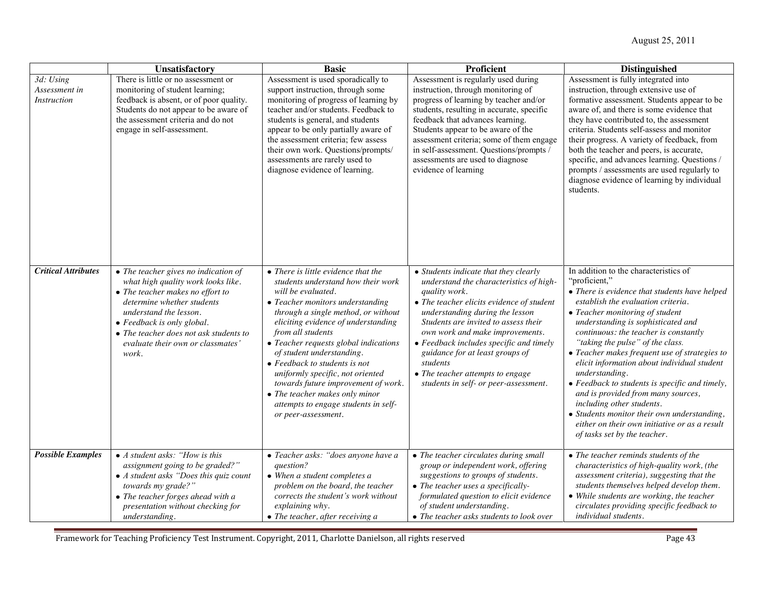| | Unsatisfactory | Basic | Proficient | Distinguished |
|---|---|---|---|---|
| *3d: Using Assessment in Instruction* | There is little or no assessment or monitoring of student learning; feedback is absent, or of poor quality. Students do not appear to be aware of the assessment criteria and do not engage in self-assessment. | Assessment is used sporadically to support instruction, through some monitoring of progress of learning by teacher and/or students. Feedback to students is general, and students appear to be only partially aware of the assessment criteria; few assess their own work. Questions/prompts/ assessments are rarely used to diagnose evidence of learning. | Assessment is regularly used during instruction, through monitoring of progress of learning by teacher and/or students, resulting in accurate, specific feedback that advances learning. Students appear to be aware of the assessment criteria; some of them engage in self-assessment. Questions/prompts / assessments are used to diagnose evidence of learning | Assessment is fully integrated into instruction, through extensive use of formative assessment. Students appear to be aware of, and there is some evidence that they have contributed to, the assessment criteria. Students self-assess and monitor their progress. A variety of feedback, from both the teacher and peers, is accurate, specific, and advances learning. Questions / prompts / assessments are used regularly to diagnose evidence of learning by individual students. |
| ***Critical Attributes*** | • *The teacher gives no indication of what high quality work looks like.*<br>• *The teacher makes no effort to determine whether students understand the lesson.*<br>• *Feedback is only global.*<br>• *The teacher does not ask students to evaluate their own or classmates' work.* | • *There is little evidence that the students understand how their work will be evaluated.*<br>• *Teacher monitors understanding through a single method, or without eliciting evidence of understanding from all students*<br>• *Teacher requests global indications of student understanding.*<br>• *Feedback to students is not uniformly specific, not oriented towards future improvement of work.*<br>• *The teacher makes only minor attempts to engage students in self- or peer-assessment.* | • *Students indicate that they clearly understand the characteristics of high-quality work.*<br>• *The teacher elicits evidence of student understanding during the lesson Students are invited to assess their own work and make improvements.*<br>• *Feedback includes specific and timely guidance for at least groups of students*<br>• *The teacher attempts to engage students in self- or peer-assessment.* | In addition to the characteristics of "proficient,"<br>• *There is evidence that students have helped establish the evaluation criteria.*<br>• *Teacher monitoring of student understanding is sophisticated and continuous: the teacher is constantly "taking the pulse" of the class.*<br>• *Teacher makes frequent use of strategies to elicit information about individual student understanding.*<br>• *Feedback to students is specific and timely, and is provided from many sources, including other students.*<br>• *Students monitor their own understanding, either on their own initiative or as a result of tasks set by the teacher.* |
| ***Possible Examples*** | • *A student asks: "How is this assignment going to be graded?"*<br>• *A student asks "Does this quiz count towards my grade?"*<br>• *The teacher forges ahead with a presentation without checking for understanding.* | • *Teacher asks: "does anyone have a question?*<br>• *When a student completes a problem on the board, the teacher corrects the student's work without explaining why.*<br>• *The teacher, after receiving a* | • *The teacher circulates during small group or independent work, offering suggestions to groups of students.*<br>• *The teacher uses a specifically-formulated question to elicit evidence of student understanding.*<br>• *The teacher asks students to look over* | • *The teacher reminds students of the characteristics of high-quality work, (the assessment criteria), suggesting that the students themselves helped develop them.*<br>• *While students are working, the teacher circulates providing specific feedback to individual students.* |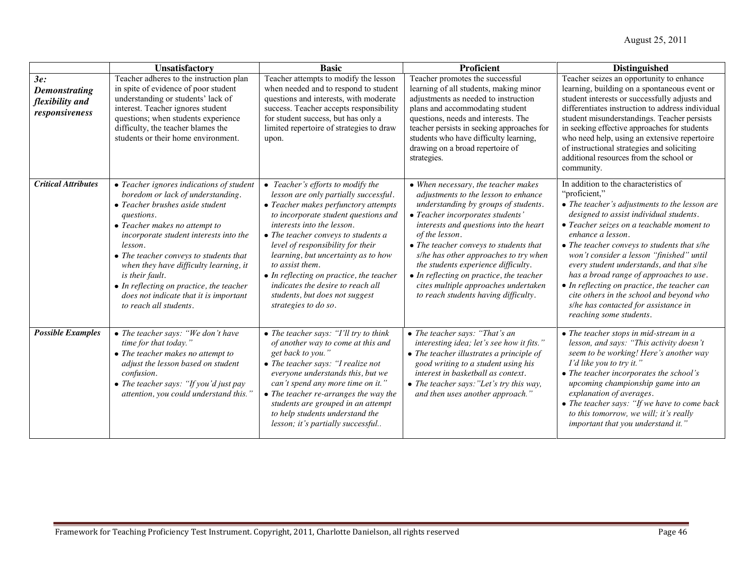| | Unsatisfactory | Basic | Proficient | Distinguished |
|---|---|---|---|---|
| ***3e: Demonstrating flexibility and responsiveness*** | Teacher adheres to the instruction plan in spite of evidence of poor student understanding or students' lack of interest. Teacher ignores student questions; when students experience difficulty, the teacher blames the students or their home environment. | Teacher attempts to modify the lesson when needed and to respond to student questions and interests, with moderate success. Teacher accepts responsibility for student success, but has only a limited repertoire of strategies to draw upon. | Teacher promotes the successful learning of all students, making minor adjustments as needed to instruction plans and accommodating student questions, needs and interests. The teacher persists in seeking approaches for students who have difficulty learning, drawing on a broad repertoire of strategies. | Teacher seizes an opportunity to enhance learning, building on a spontaneous event or student interests or successfully adjusts and differentiates instruction to address individual student misunderstandings. Teacher persists in seeking effective approaches for students who need help, using an extensive repertoire of instructional strategies and soliciting additional resources from the school or community. |
| ***Critical Attributes*** | • *Teacher ignores indications of student boredom or lack of understanding.*<br>• *Teacher brushes aside student questions.*<br>• *Teacher makes no attempt to incorporate student interests into the lesson.*<br>• *The teacher conveys to students that when they have difficulty learning, it is their fault.*<br>• *In reflecting on practice, the teacher does not indicate that it is important to reach all students.* | • *Teacher's efforts to modify the lesson are only partially successful.*<br>• *Teacher makes perfunctory attempts to incorporate student questions and interests into the lesson.*<br>• *The teacher conveys to students a level of responsibility for their learning, but uncertainty as to how to assist them.*<br>• *In reflecting on practice, the teacher indicates the desire to reach all students, but does not suggest strategies to do so.* | • *When necessary, the teacher makes adjustments to the lesson to enhance understanding by groups of students.*<br>• *Teacher incorporates students' interests and questions into the heart of the lesson.*<br>• *The teacher conveys to students that s/he has other approaches to try when the students experience difficulty.*<br>• *In reflecting on practice, the teacher cites multiple approaches undertaken to reach students having difficulty.* | In addition to the characteristics of "proficient,"<br>• *The teacher's adjustments to the lesson are designed to assist individual students.*<br>• *Teacher seizes on a teachable moment to enhance a lesson.*<br>• *The teacher conveys to students that s/he won't consider a lesson "finished" until every student understands, and that s/he has a broad range of approaches to use.*<br>• *In reflecting on practice, the teacher can cite others in the school and beyond who s/he has contacted for assistance in reaching some students.* |
| ***Possible Examples*** | • *The teacher says: "We don't have time for that today."*<br>• *The teacher makes no attempt to adjust the lesson based on student confusion.*<br>• *The teacher says: "If you'd just pay attention, you could understand this."* | • *The teacher says: "I'll try to think of another way to come at this and get back to you."*<br>• *The teacher says: "I realize not everyone understands this, but we can't spend any more time on it."*<br>• *The teacher re-arranges the way the students are grouped in an attempt to help students understand the lesson; it's partially successful..* | • *The teacher says: "That's an interesting idea; let's see how it fits."*<br>• *The teacher illustrates a principle of good writing to a student using his interest in basketball as context.*<br>• *The teacher says:"Let's try this way, and then uses another approach."* | • *The teacher stops in mid-stream in a lesson, and says: "This activity doesn't seem to be working! Here's another way I'd like you to try it."*<br>• *The teacher incorporates the school's upcoming championship game into an explanation of averages.*<br>• *The teacher says: "If we have to come back to this tomorrow, we will; it's really important that you understand it."* |